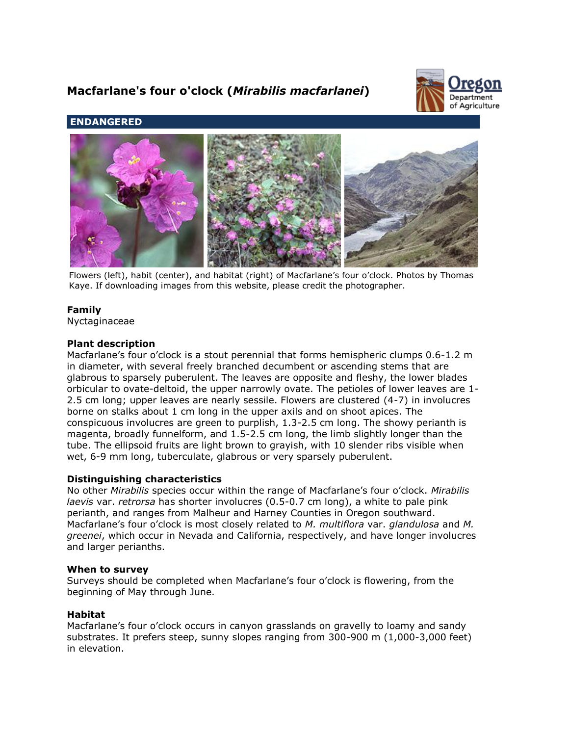# Macfarlane's four o'clock (*Mirabilis macfarlanei*)

**ENDANGERED**

Flowers (left), habit (center), and habitat (right) of Macfarlane's four o'clock. Photos by Thomas Kaye. If downloading images from this website, please credit the photographer.

### Family

Nyctaginaceae

### Plant description

Macfarlane's four o'clock is a stout perennial that forms hemispheric clumps 0.6-1.2 m in diameter, with several freely branched decumbent or ascending stems that are glabrous to sparsely puberulent. The leaves are opposite and fleshy, the lower blades orbicular to ovate-deltoid, the upper narrowly ovate. The petioles of lower leaves are 1-2.5 cm long; upper leaves are nearly sessile. Flowers are clustered (4-7) in involucres borne on stalks about 1 cm long in the upper axils and on shoot apices. The conspicuous involucres are green to purplish, 1.3-2.5 cm long. The showy perianth is magenta, broadly funnelform, and 1.5-2.5 cm long, the limb slightly longer than the tube. The ellipsoid fruits are light brown to grayish, with 10 slender ribs visible when wet, 6-9 mm long, tuberculate, glabrous or very sparsely puberulent.

### Distinguishing characteristics

No other *Mirabilis* species occur within the range of Macfarlane's four o'clock. *Mirabilis laevis* var. *retrorsa* has shorter involucres (0.5-0.7 cm long), a white to pale pink perianth, and ranges from Malheur and Harney Counties in Oregon southward. Macfarlane's four o'clock is most closely related to *M. multiflora* var. *glandulosa* and *M. greenei*, which occur in Nevada and California, respectively, and have longer involucres and larger perianths.

### When to survey

Surveys should be completed when Macfarlane's four o'clock is flowering, from the beginning of May through June.

### Habitat

Macfarlane's four o'clock occurs in canyon grasslands on gravelly to loamy and sandy substrates. It prefers steep, sunny slopes ranging from 300-900 m (1,000-3,000 feet) in elevation.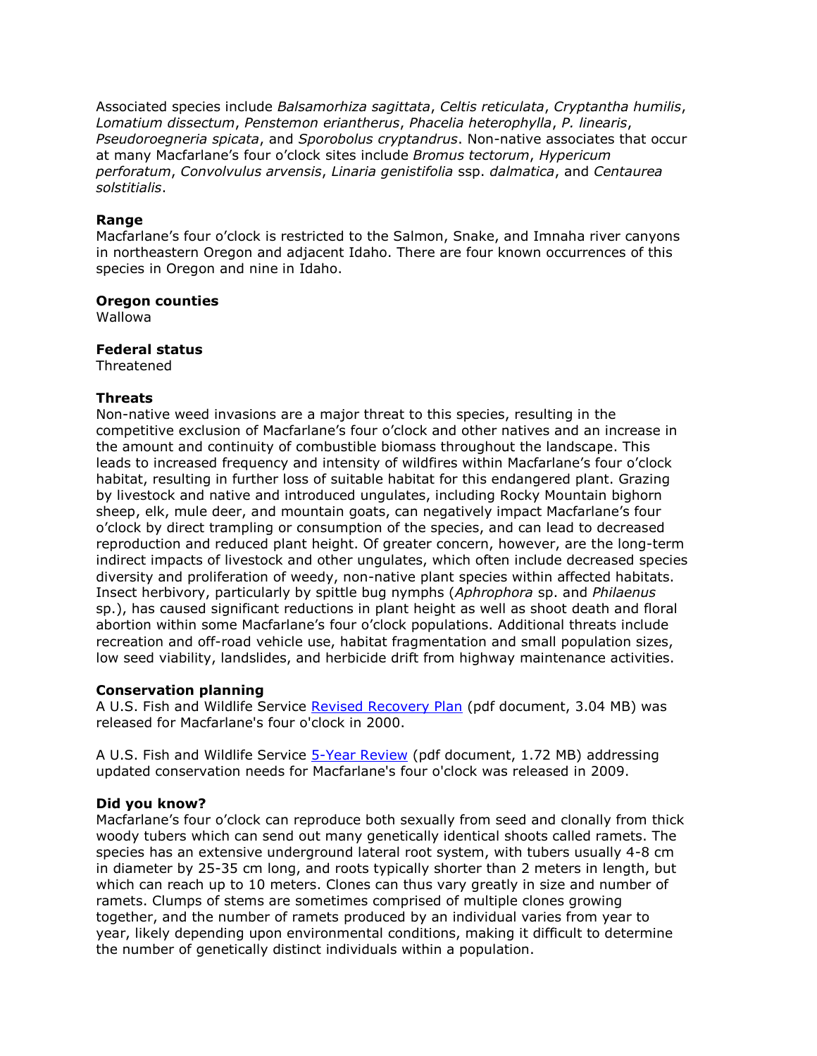Associated species include *Balsamorhiza sagittata*, *Celtis reticulata*, *Cryptantha humilis*, *Lomatium dissectum*, *Penstemon eriantherus*, *Phacelia heterophylla*, *P. linearis*, *Pseudoroegneria spicata*, and *Sporobolus cryptandrus*. Non-native associates that occur at many Macfarlane's four o'clock sites include *Bromus tectorum*, *Hypericum perforatum*, *Convolvulus arvensis*, *Linaria genistifolia* ssp. *dalmatica*, and *Centaurea solstitialis*.

**Range**
Macfarlane's four o'clock is restricted to the Salmon, Snake, and Imnaha river canyons in northeastern Oregon and adjacent Idaho. There are four known occurrences of this species in Oregon and nine in Idaho.

**Oregon counties**
Wallowa

**Federal status**
Threatened

**Threats**
Non-native weed invasions are a major threat to this species, resulting in the competitive exclusion of Macfarlane's four o'clock and other natives and an increase in the amount and continuity of combustible biomass throughout the landscape. This leads to increased frequency and intensity of wildfires within Macfarlane's four o'clock habitat, resulting in further loss of suitable habitat for this endangered plant. Grazing by livestock and native and introduced ungulates, including Rocky Mountain bighorn sheep, elk, mule deer, and mountain goats, can negatively impact Macfarlane's four o'clock by direct trampling or consumption of the species, and can lead to decreased reproduction and reduced plant height. Of greater concern, however, are the long-term indirect impacts of livestock and other ungulates, which often include decreased species diversity and proliferation of weedy, non-native plant species within affected habitats. Insect herbivory, particularly by spittle bug nymphs (*Aphrophora* sp. and *Philaenus* sp.), has caused significant reductions in plant height as well as shoot death and floral abortion within some Macfarlane's four o'clock populations. Additional threats include recreation and off-road vehicle use, habitat fragmentation and small population sizes, low seed viability, landslides, and herbicide drift from highway maintenance activities.

**Conservation planning**
A U.S. Fish and Wildlife Service Revised Recovery Plan (pdf document, 3.04 MB) was released for Macfarlane's four o'clock in 2000.

A U.S. Fish and Wildlife Service 5-Year Review (pdf document, 1.72 MB) addressing updated conservation needs for Macfarlane's four o'clock was released in 2009.

**Did you know?**
Macfarlane's four o'clock can reproduce both sexually from seed and clonally from thick woody tubers which can send out many genetically identical shoots called ramets. The species has an extensive underground lateral root system, with tubers usually 4-8 cm in diameter by 25-35 cm long, and roots typically shorter than 2 meters in length, but which can reach up to 10 meters. Clones can thus vary greatly in size and number of ramets. Clumps of stems are sometimes comprised of multiple clones growing together, and the number of ramets produced by an individual varies from year to year, likely depending upon environmental conditions, making it difficult to determine the number of genetically distinct individuals within a population.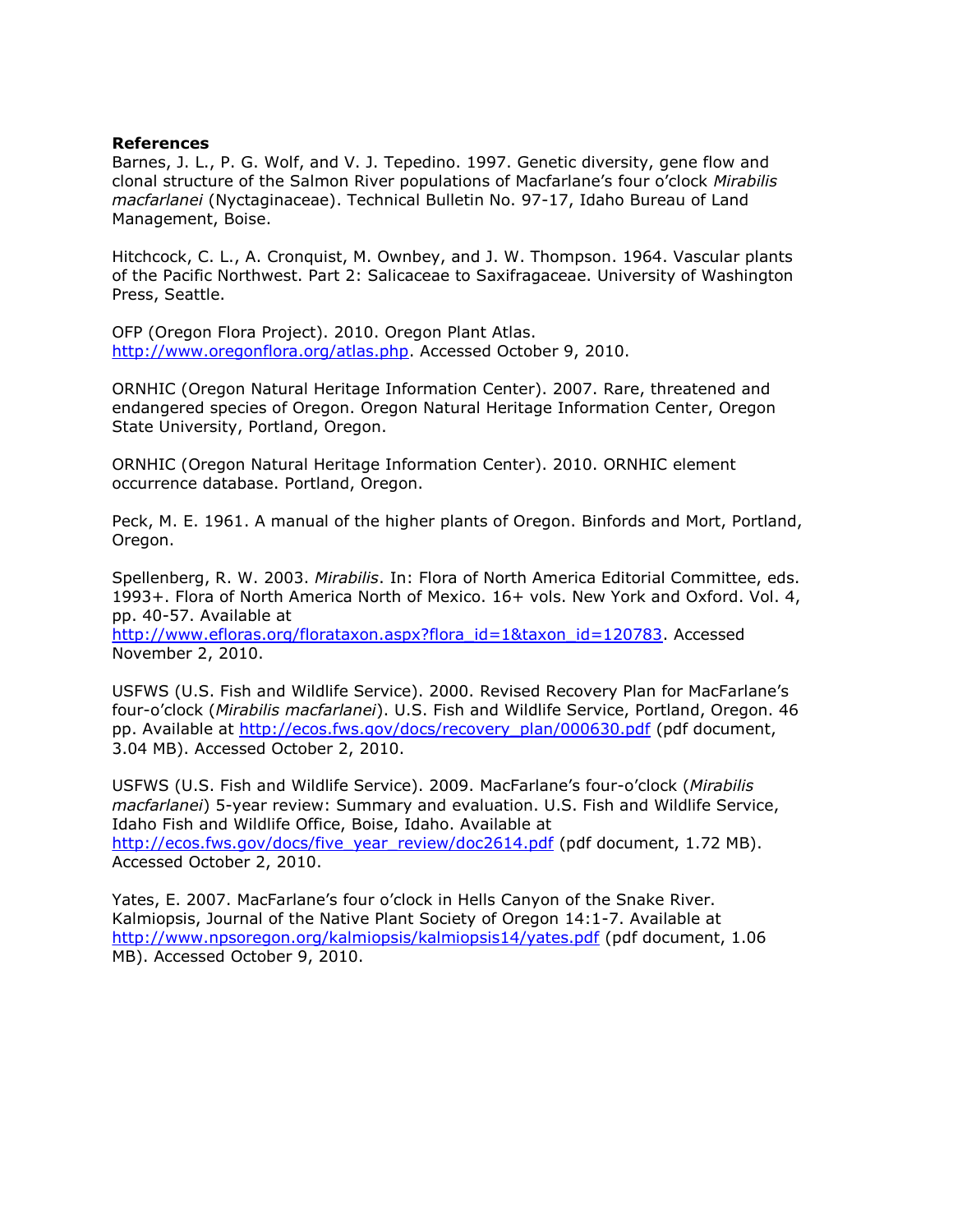**References**

Barnes, J. L., P. G. Wolf, and V. J. Tepedino. 1997. Genetic diversity, gene flow and clonal structure of the Salmon River populations of Macfarlane's four o'clock *Mirabilis macfarlanei* (Nyctaginaceae). Technical Bulletin No. 97-17, Idaho Bureau of Land Management, Boise.

Hitchcock, C. L., A. Cronquist, M. Ownbey, and J. W. Thompson. 1964. Vascular plants of the Pacific Northwest. Part 2: Salicaceae to Saxifragaceae. University of Washington Press, Seattle.

OFP (Oregon Flora Project). 2010. Oregon Plant Atlas. http://www.oregonflora.org/atlas.php. Accessed October 9, 2010.

ORNHIC (Oregon Natural Heritage Information Center). 2007. Rare, threatened and endangered species of Oregon. Oregon Natural Heritage Information Center, Oregon State University, Portland, Oregon.

ORNHIC (Oregon Natural Heritage Information Center). 2010. ORNHIC element occurrence database. Portland, Oregon.

Peck, M. E. 1961. A manual of the higher plants of Oregon. Binfords and Mort, Portland, Oregon.

Spellenberg, R. W. 2003. *Mirabilis*. In: Flora of North America Editorial Committee, eds. 1993+. Flora of North America North of Mexico. 16+ vols. New York and Oxford. Vol. 4, pp. 40-57. Available at http://www.efloras.org/florataxon.aspx?flora_id=1&taxon_id=120783. Accessed November 2, 2010.

USFWS (U.S. Fish and Wildlife Service). 2000. Revised Recovery Plan for MacFarlane's four-o'clock (*Mirabilis macfarlanei*). U.S. Fish and Wildlife Service, Portland, Oregon. 46 pp. Available at http://ecos.fws.gov/docs/recovery_plan/000630.pdf (pdf document, 3.04 MB). Accessed October 2, 2010.

USFWS (U.S. Fish and Wildlife Service). 2009. MacFarlane's four-o'clock (*Mirabilis macfarlanei*) 5-year review: Summary and evaluation. U.S. Fish and Wildlife Service, Idaho Fish and Wildlife Office, Boise, Idaho. Available at http://ecos.fws.gov/docs/five_year_review/doc2614.pdf (pdf document, 1.72 MB). Accessed October 2, 2010.

Yates, E. 2007. MacFarlane's four o'clock in Hells Canyon of the Snake River. Kalmiopsis, Journal of the Native Plant Society of Oregon 14:1-7. Available at http://www.npsoregon.org/kalmiopsis/kalmiopsis14/yates.pdf (pdf document, 1.06 MB). Accessed October 9, 2010.